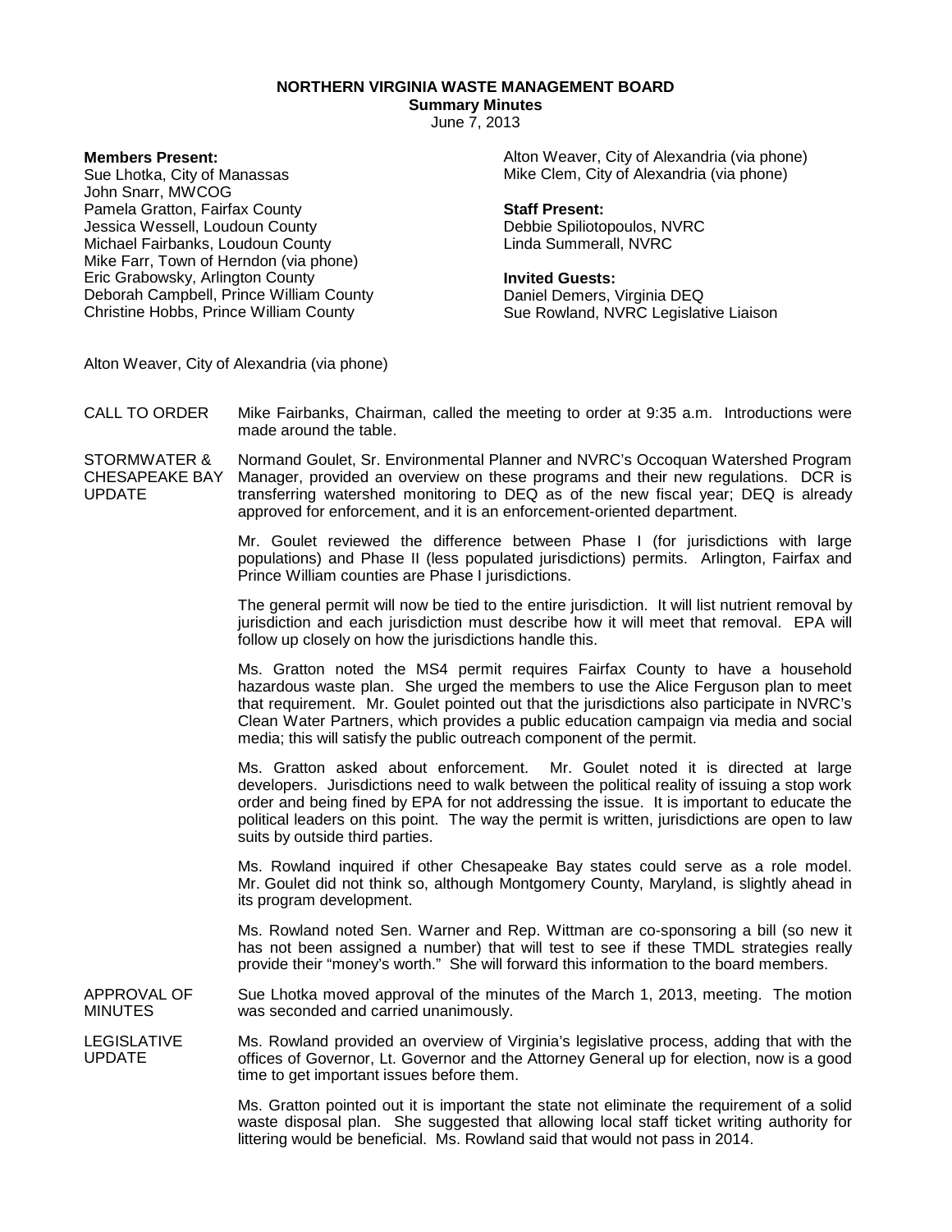**NORTHERN VIRGINIA WASTE MANAGEMENT BOARD**
**Summary Minutes**
June 7, 2013

**Members Present:**
Sue Lhotka, City of Manassas
John Snarr, MWCOG
Pamela Gratton, Fairfax County
Jessica Wessell, Loudoun County
Michael Fairbanks, Loudoun County
Mike Farr, Town of Herndon (via phone)
Eric Grabowsky, Arlington County
Deborah Campbell, Prince William County
Christine Hobbs, Prince William County
Alton Weaver, City of Alexandria (via phone)
Mike Clem, City of Alexandria (via phone)

**Staff Present:**
Debbie Spiliotopoulos, NVRC
Linda Summerall, NVRC

**Invited Guests:**
Daniel Demers, Virginia DEQ
Sue Rowland, NVRC Legislative Liaison

Alton Weaver, City of Alexandria (via phone)

CALL TO ORDER

Mike Fairbanks, Chairman, called the meeting to order at 9:35 a.m. Introductions were made around the table.

STORMWATER & CHESAPEAKE BAY UPDATE

Normand Goulet, Sr. Environmental Planner and NVRC's Occoquan Watershed Program Manager, provided an overview on these programs and their new regulations. DCR is transferring watershed monitoring to DEQ as of the new fiscal year; DEQ is already approved for enforcement, and it is an enforcement-oriented department.

Mr. Goulet reviewed the difference between Phase I (for jurisdictions with large populations) and Phase II (less populated jurisdictions) permits. Arlington, Fairfax and Prince William counties are Phase I jurisdictions.

The general permit will now be tied to the entire jurisdiction. It will list nutrient removal by jurisdiction and each jurisdiction must describe how it will meet that removal. EPA will follow up closely on how the jurisdictions handle this.

Ms. Gratton noted the MS4 permit requires Fairfax County to have a household hazardous waste plan. She urged the members to use the Alice Ferguson plan to meet that requirement. Mr. Goulet pointed out that the jurisdictions also participate in NVRC's Clean Water Partners, which provides a public education campaign via media and social media; this will satisfy the public outreach component of the permit.

Ms. Gratton asked about enforcement. Mr. Goulet noted it is directed at large developers. Jurisdictions need to walk between the political reality of issuing a stop work order and being fined by EPA for not addressing the issue. It is important to educate the political leaders on this point. The way the permit is written, jurisdictions are open to law suits by outside third parties.

Ms. Rowland inquired if other Chesapeake Bay states could serve as a role model. Mr. Goulet did not think so, although Montgomery County, Maryland, is slightly ahead in its program development.

Ms. Rowland noted Sen. Warner and Rep. Wittman are co-sponsoring a bill (so new it has not been assigned a number) that will test to see if these TMDL strategies really provide their "money's worth." She will forward this information to the board members.

APPROVAL OF MINUTES

Sue Lhotka moved approval of the minutes of the March 1, 2013, meeting. The motion was seconded and carried unanimously.

LEGISLATIVE UPDATE

Ms. Rowland provided an overview of Virginia's legislative process, adding that with the offices of Governor, Lt. Governor and the Attorney General up for election, now is a good time to get important issues before them.

Ms. Gratton pointed out it is important the state not eliminate the requirement of a solid waste disposal plan. She suggested that allowing local staff ticket writing authority for littering would be beneficial. Ms. Rowland said that would not pass in 2014.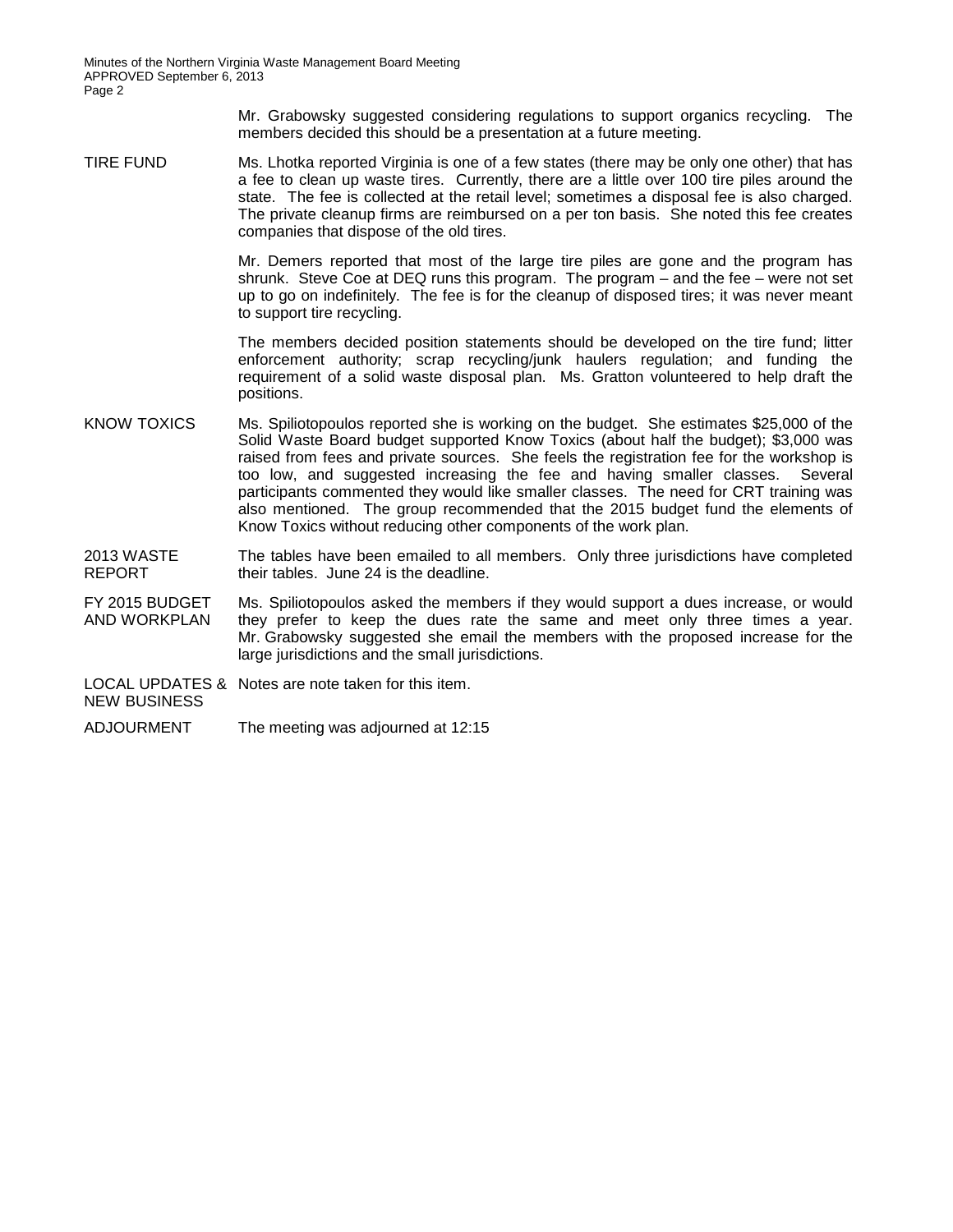Mr. Grabowsky suggested considering regulations to support organics recycling. The members decided this should be a presentation at a future meeting.

**TIRE FUND**

Ms. Lhotka reported Virginia is one of a few states (there may be only one other) that has a fee to clean up waste tires. Currently, there are a little over 100 tire piles around the state. The fee is collected at the retail level; sometimes a disposal fee is also charged. The private cleanup firms are reimbursed on a per ton basis. She noted this fee creates companies that dispose of the old tires.

Mr. Demers reported that most of the large tire piles are gone and the program has shrunk. Steve Coe at DEQ runs this program. The program – and the fee – were not set up to go on indefinitely. The fee is for the cleanup of disposed tires; it was never meant to support tire recycling.

The members decided position statements should be developed on the tire fund; litter enforcement authority; scrap recycling/junk haulers regulation; and funding the requirement of a solid waste disposal plan. Ms. Gratton volunteered to help draft the positions.

**KNOW TOXICS**

Ms. Spiliotopoulos reported she is working on the budget. She estimates $25,000 of the Solid Waste Board budget supported Know Toxics (about half the budget); $3,000 was raised from fees and private sources. She feels the registration fee for the workshop is too low, and suggested increasing the fee and having smaller classes. Several participants commented they would like smaller classes. The need for CRT training was also mentioned. The group recommended that the 2015 budget fund the elements of Know Toxics without reducing other components of the work plan.

**2013 WASTE REPORT**

The tables have been emailed to all members. Only three jurisdictions have completed their tables. June 24 is the deadline.

**FY 2015 BUDGET AND WORKPLAN**

Ms. Spiliotopoulos asked the members if they would support a dues increase, or would they prefer to keep the dues rate the same and meet only three times a year. Mr. Grabowsky suggested she email the members with the proposed increase for the large jurisdictions and the small jurisdictions.

**LOCAL UPDATES & NEW BUSINESS**

Notes are note taken for this item.

**ADJOURMENT**

The meeting was adjourned at 12:15